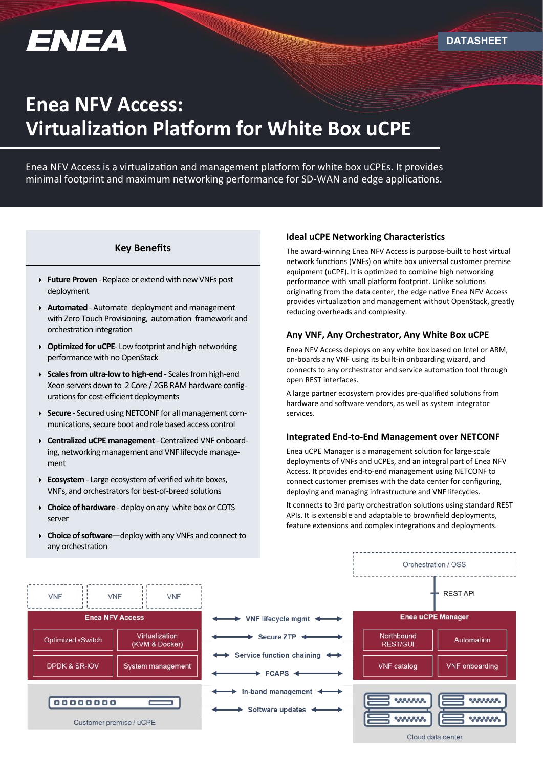ENEA

DATASHEET

# Enea NFV Access: Virtualization Platform for White Box uCPE

Enea NFV Access is a virtualization and management platform for white box uCPEs. It provides minimal footprint and maximum networking performance for SD-WAN and edge applications.

## Key Benefits

- **Future Proven** - Replace or extend with new VNFs post deployment
- **Automated** - Automate deployment and management with Zero Touch Provisioning, automation framework and orchestration integration
- **Optimized for uCPE**- Low footprint and high networking performance with no OpenStack
- **Scales from ultra-low to high-end** - Scales from high-end Xeon servers down to 2 Core / 2GB RAM hardware configurations for cost-efficient deployments
- **Secure** - Secured using NETCONF for all management communications, secure boot and role based access control
- **Centralized uCPE management** - Centralized VNF onboarding, networking management and VNF lifecycle management
- **Ecosystem** - Large ecosystem of verified white boxes, VNFs, and orchestrators for best-of-breed solutions
- **Choice of hardware** - deploy on any white box or COTS server
- **Choice of software**—deploy with any VNFs and connect to any orchestration

## Ideal uCPE Networking Characteristics

The award-winning Enea NFV Access is purpose-built to host virtual network functions (VNFs) on white box universal customer premise equipment (uCPE). It is optimized to combine high networking performance with small platform footprint. Unlike solutions originating from the data center, the edge native Enea NFV Access provides virtualization and management without OpenStack, greatly reducing overheads and complexity.

## Any VNF, Any Orchestrator, Any White Box uCPE

Enea NFV Access deploys on any white box based on Intel or ARM, on-boards any VNF using its built-in onboarding wizard, and connects to any orchestrator and service automation tool through open REST interfaces.

A large partner ecosystem provides pre-qualified solutions from hardware and software vendors, as well as system integrator services.

## Integrated End-to-End Management over NETCONF

Enea uCPE Manager is a management solution for large-scale deployments of VNFs and uCPEs, and an integral part of Enea NFV Access. It provides end-to-end management using NETCONF to connect customer premises with the data center for configuring, deploying and managing infrastructure and VNF lifecycles.

It connects to 3rd party orchestration solutions using standard REST APIs. It is extensible and adaptable to brownfield deployments, feature extensions and complex integrations and deployments.

VNF | VNF | VNF

**Enea NFV Access**
- Optimized vSwitch
- Virtualization (KVM & Docker)
- DPDK & SR-IOV
- System management

Customer premise / uCPE

- VNF lifecycle mgmt
- Secure ZTP
- Service function chaining
- FCAPS
- In-band management
- Software updates

Orchestration / OSS

REST API

**Enea uCPE Manager**
- Northbound REST/GUI
- Automation
- VNF catalog
- VNF onboarding

Cloud data center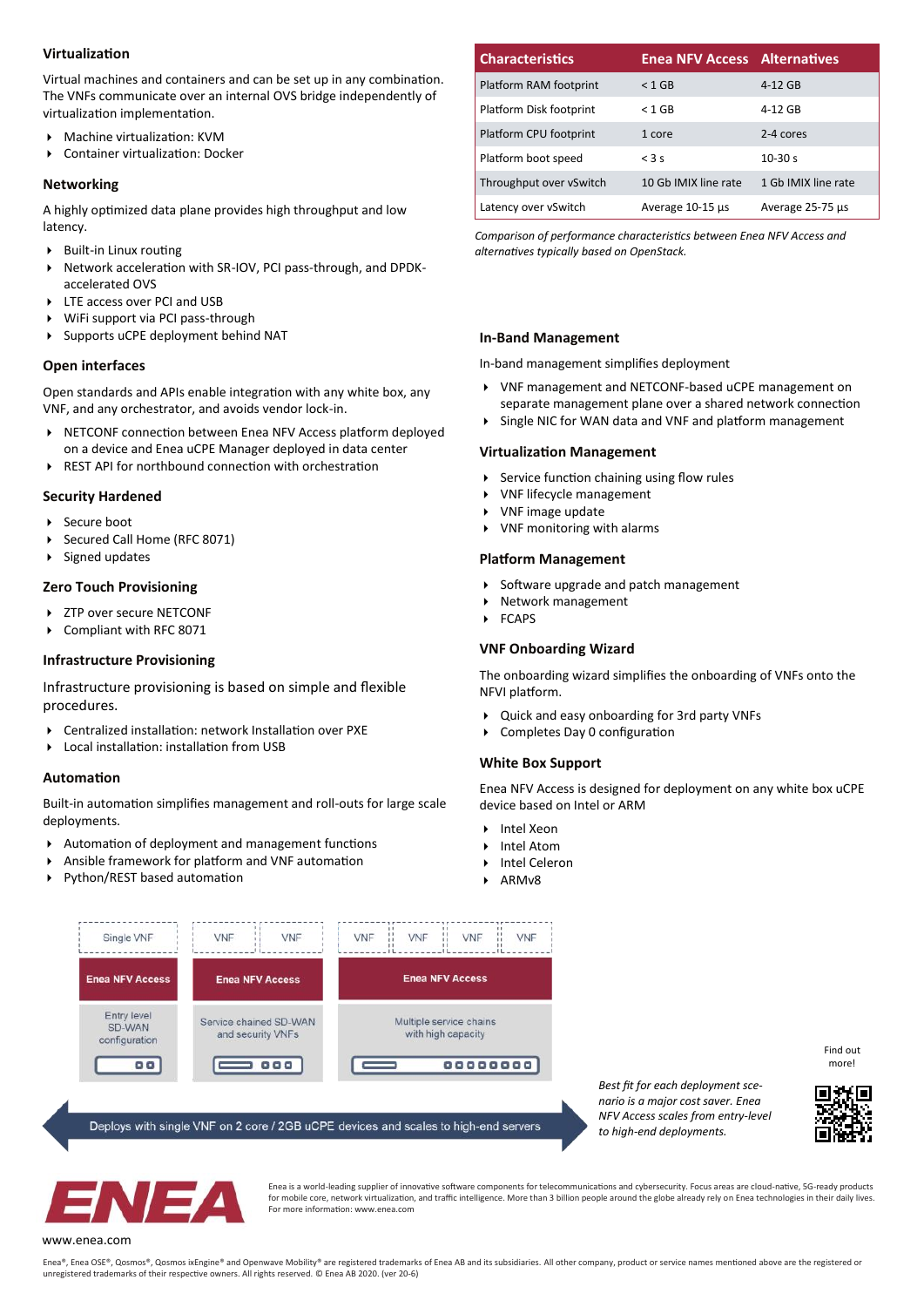## Virtualization

Virtual machines and containers and can be set up in any combination. The VNFs communicate over an internal OVS bridge independently of virtualization implementation.

- Machine virtualization: KVM
- Container virtualization: Docker

## Networking

A highly optimized data plane provides high throughput and low latency.

- Built-in Linux routing
- Network acceleration with SR-IOV, PCI pass-through, and DPDK-accelerated OVS
- LTE access over PCI and USB
- WiFi support via PCI pass-through
- Supports uCPE deployment behind NAT

## Open interfaces

Open standards and APIs enable integration with any white box, any VNF, and any orchestrator, and avoids vendor lock-in.

- NETCONF connection between Enea NFV Access platform deployed on a device and Enea uCPE Manager deployed in data center
- REST API for northbound connection with orchestration

## Security Hardened

- Secure boot
- Secured Call Home (RFC 8071)
- Signed updates

## Zero Touch Provisioning

- ZTP over secure NETCONF
- Compliant with RFC 8071

## Infrastructure Provisioning

Infrastructure provisioning is based on simple and flexible procedures.

- Centralized installation: network Installation over PXE
- Local installation: installation from USB

## Automation

Built-in automation simplifies management and roll-outs for large scale deployments.

- Automation of deployment and management functions
- Ansible framework for platform and VNF automation
- Python/REST based automation

| Characteristics | Enea NFV Access | Alternatives |
|---|---|---|
| Platform RAM footprint | < 1 GB | 4-12 GB |
| Platform Disk footprint | < 1 GB | 4-12 GB |
| Platform CPU footprint | 1 core | 2-4 cores |
| Platform boot speed | < 3 s | 10-30 s |
| Throughput over vSwitch | 10 Gb IMIX line rate | 1 Gb IMIX line rate |
| Latency over vSwitch | Average 10-15 µs | Average 25-75 µs |

*Comparison of performance characteristics between Enea NFV Access and alternatives typically based on OpenStack.*

## In-Band Management

In-band management simplifies deployment

- VNF management and NETCONF-based uCPE management on separate management plane over a shared network connection
- Single NIC for WAN data and VNF and platform management

## Virtualization Management

- Service function chaining using flow rules
- VNF lifecycle management
- VNF image update
- VNF monitoring with alarms

## Platform Management

- Software upgrade and patch management
- Network management
- FCAPS

## VNF Onboarding Wizard

The onboarding wizard simplifies the onboarding of VNFs onto the NFVI platform.

- Quick and easy onboarding for 3rd party VNFs
- Completes Day 0 configuration

## White Box Support

Enea NFV Access is designed for deployment on any white box uCPE device based on Intel or ARM

- Intel Xeon
- Intel Atom
- Intel Celeron
- ARMv8

Single VNF
Enea NFV Access
Entry level SD-WAN configuration

VNF VNF
Enea NFV Access
Service chained SD-WAN and security VNFs

VNF VNF VNF VNF
Enea NFV Access
Multiple service chains with high capacity

Deploys with single VNF on 2 core / 2GB uCPE devices and scales to high-end servers

*Best fit for each deployment scenario is a major cost saver. Enea NFV Access scales from entry-level to high-end deployments.*

Find out more!

Enea is a world-leading supplier of innovative software components for telecommunications and cybersecurity. Focus areas are cloud-native, 5G-ready products for mobile core, network virtualization, and traffic intelligence. More than 3 billion people around the globe already rely on Enea technologies in their daily lives. For more information: www.enea.com

www.enea.com

Enea®, Enea OSE®, Qosmos®, Qosmos ixEngine® and Openwave Mobility® are registered trademarks of Enea AB and its subsidiaries. All other company, product or service names mentioned above are the registered or unregistered trademarks of their respective owners. All rights reserved. © Enea AB 2020. (ver 20-6)